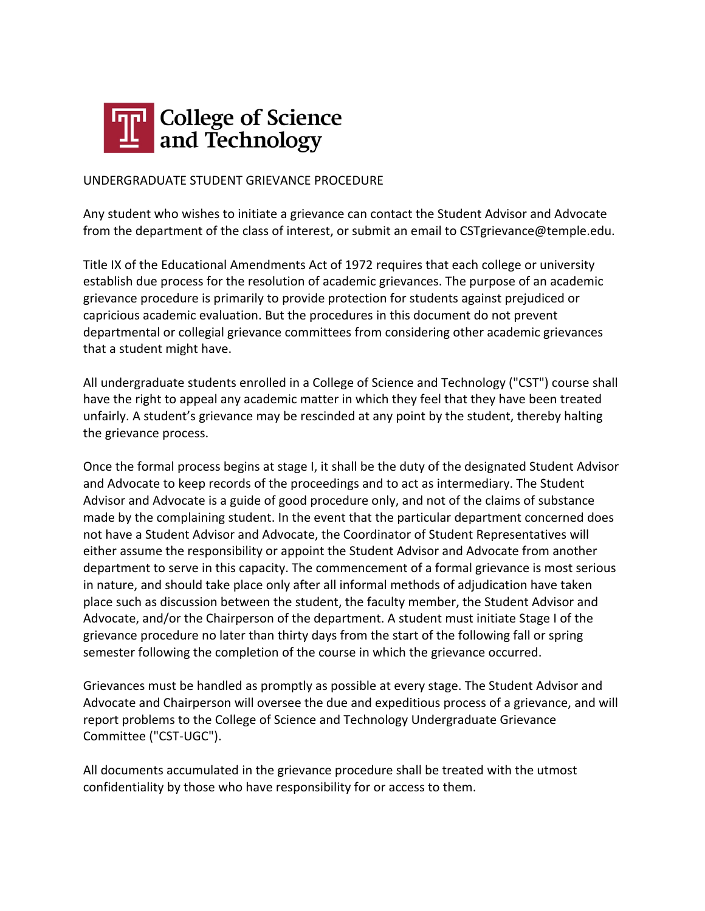College of Science and Technology

# UNDERGRADUATE STUDENT GRIEVANCE PROCEDURE

Any student who wishes to initiate a grievance can contact the Student Advisor and Advocate from the department of the class of interest, or submit an email to CSTgrievance@temple.edu.

Title IX of the Educational Amendments Act of 1972 requires that each college or university establish due process for the resolution of academic grievances. The purpose of an academic grievance procedure is primarily to provide protection for students against prejudiced or capricious academic evaluation. But the procedures in this document do not prevent departmental or collegial grievance committees from considering other academic grievances that a student might have.

All undergraduate students enrolled in a College of Science and Technology ("CST") course shall have the right to appeal any academic matter in which they feel that they have been treated unfairly. A student's grievance may be rescinded at any point by the student, thereby halting the grievance process.

Once the formal process begins at stage I, it shall be the duty of the designated Student Advisor and Advocate to keep records of the proceedings and to act as intermediary. The Student Advisor and Advocate is a guide of good procedure only, and not of the claims of substance made by the complaining student. In the event that the particular department concerned does not have a Student Advisor and Advocate, the Coordinator of Student Representatives will either assume the responsibility or appoint the Student Advisor and Advocate from another department to serve in this capacity. The commencement of a formal grievance is most serious in nature, and should take place only after all informal methods of adjudication have taken place such as discussion between the student, the faculty member, the Student Advisor and Advocate, and/or the Chairperson of the department. A student must initiate Stage I of the grievance procedure no later than thirty days from the start of the following fall or spring semester following the completion of the course in which the grievance occurred.

Grievances must be handled as promptly as possible at every stage. The Student Advisor and Advocate and Chairperson will oversee the due and expeditious process of a grievance, and will report problems to the College of Science and Technology Undergraduate Grievance Committee ("CST-UGC").

All documents accumulated in the grievance procedure shall be treated with the utmost confidentiality by those who have responsibility for or access to them.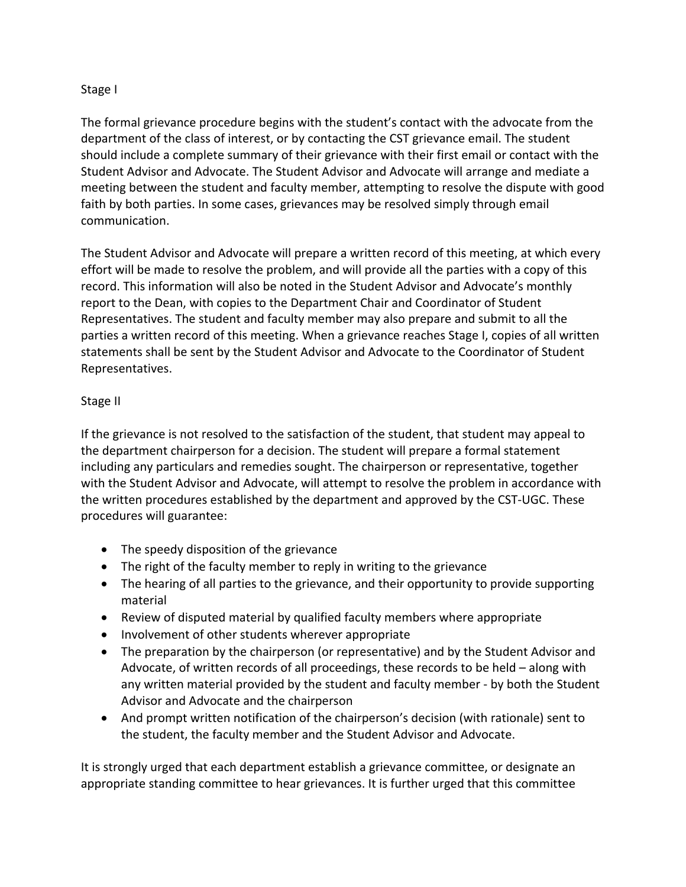## Stage I

The formal grievance procedure begins with the student's contact with the advocate from the department of the class of interest, or by contacting the CST grievance email. The student should include a complete summary of their grievance with their first email or contact with the Student Advisor and Advocate. The Student Advisor and Advocate will arrange and mediate a meeting between the student and faculty member, attempting to resolve the dispute with good faith by both parties. In some cases, grievances may be resolved simply through email communication.

The Student Advisor and Advocate will prepare a written record of this meeting, at which every effort will be made to resolve the problem, and will provide all the parties with a copy of this record. This information will also be noted in the Student Advisor and Advocate's monthly report to the Dean, with copies to the Department Chair and Coordinator of Student Representatives. The student and faculty member may also prepare and submit to all the parties a written record of this meeting. When a grievance reaches Stage I, copies of all written statements shall be sent by the Student Advisor and Advocate to the Coordinator of Student Representatives.

## Stage II

If the grievance is not resolved to the satisfaction of the student, that student may appeal to the department chairperson for a decision. The student will prepare a formal statement including any particulars and remedies sought. The chairperson or representative, together with the Student Advisor and Advocate, will attempt to resolve the problem in accordance with the written procedures established by the department and approved by the CST-UGC. These procedures will guarantee:

- The speedy disposition of the grievance
- The right of the faculty member to reply in writing to the grievance
- The hearing of all parties to the grievance, and their opportunity to provide supporting material
- Review of disputed material by qualified faculty members where appropriate
- Involvement of other students wherever appropriate
- The preparation by the chairperson (or representative) and by the Student Advisor and Advocate, of written records of all proceedings, these records to be held – along with any written material provided by the student and faculty member - by both the Student Advisor and Advocate and the chairperson
- And prompt written notification of the chairperson's decision (with rationale) sent to the student, the faculty member and the Student Advisor and Advocate.

It is strongly urged that each department establish a grievance committee, or designate an appropriate standing committee to hear grievances. It is further urged that this committee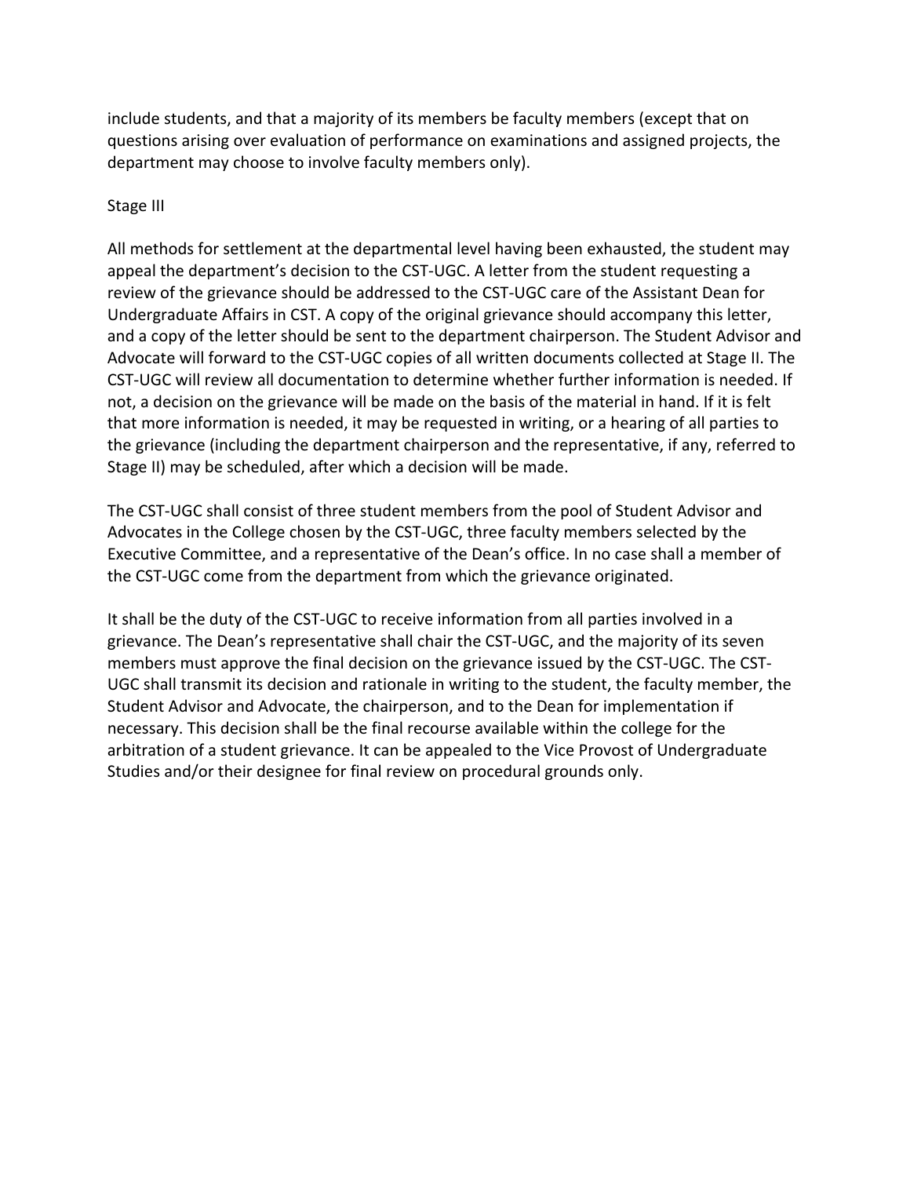include students, and that a majority of its members be faculty members (except that on questions arising over evaluation of performance on examinations and assigned projects, the department may choose to involve faculty members only).

Stage III

All methods for settlement at the departmental level having been exhausted, the student may appeal the department's decision to the CST-UGC. A letter from the student requesting a review of the grievance should be addressed to the CST-UGC care of the Assistant Dean for Undergraduate Affairs in CST. A copy of the original grievance should accompany this letter, and a copy of the letter should be sent to the department chairperson. The Student Advisor and Advocate will forward to the CST-UGC copies of all written documents collected at Stage II. The CST-UGC will review all documentation to determine whether further information is needed. If not, a decision on the grievance will be made on the basis of the material in hand. If it is felt that more information is needed, it may be requested in writing, or a hearing of all parties to the grievance (including the department chairperson and the representative, if any, referred to Stage II) may be scheduled, after which a decision will be made.

The CST-UGC shall consist of three student members from the pool of Student Advisor and Advocates in the College chosen by the CST-UGC, three faculty members selected by the Executive Committee, and a representative of the Dean's office. In no case shall a member of the CST-UGC come from the department from which the grievance originated.

It shall be the duty of the CST-UGC to receive information from all parties involved in a grievance. The Dean's representative shall chair the CST-UGC, and the majority of its seven members must approve the final decision on the grievance issued by the CST-UGC. The CST-UGC shall transmit its decision and rationale in writing to the student, the faculty member, the Student Advisor and Advocate, the chairperson, and to the Dean for implementation if necessary. This decision shall be the final recourse available within the college for the arbitration of a student grievance. It can be appealed to the Vice Provost of Undergraduate Studies and/or their designee for final review on procedural grounds only.